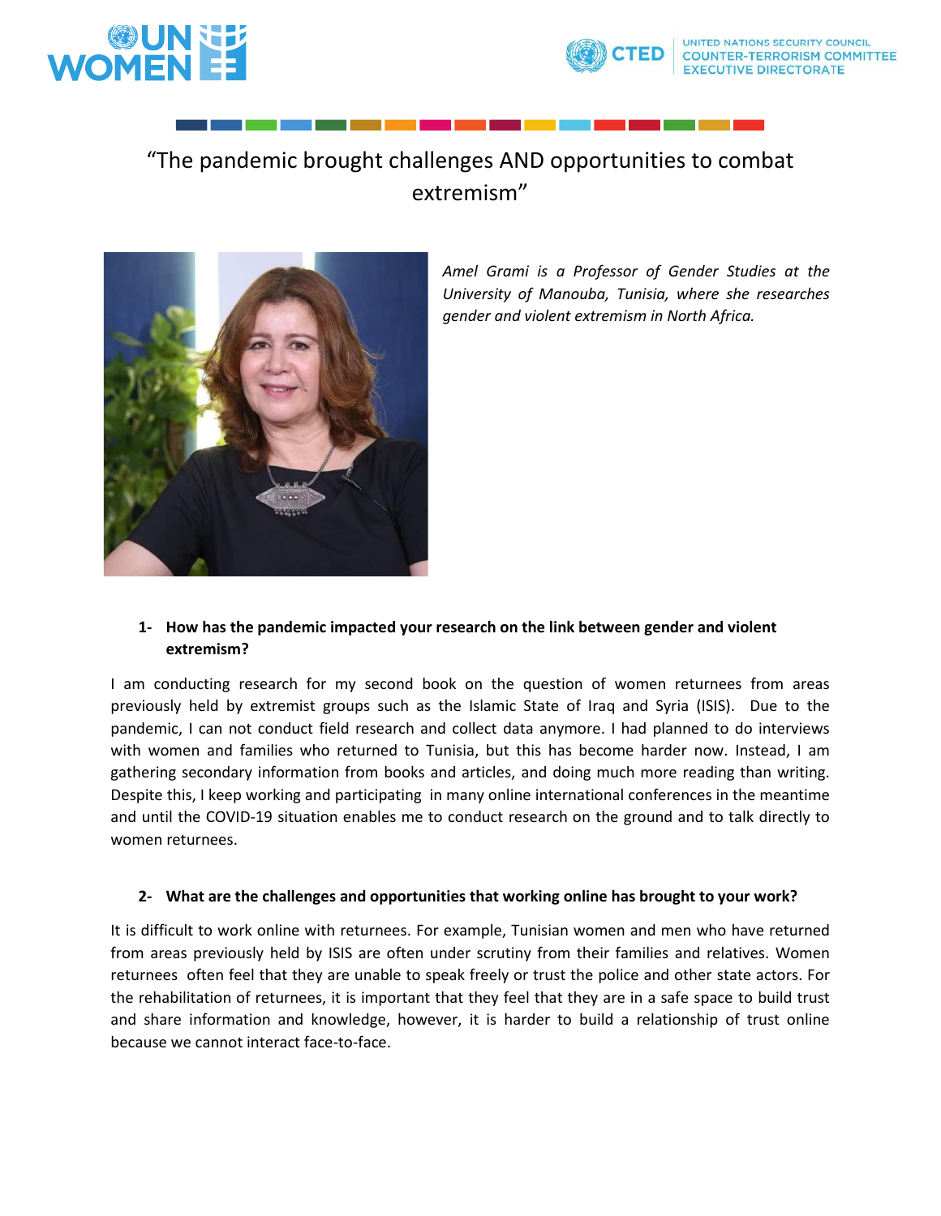# "The pandemic brought challenges AND opportunities to combat extremism"

*Amel Grami is a Professor of Gender Studies at the University of Manouba, Tunisia, where she researches gender and violent extremism in North Africa.*

**1- How has the pandemic impacted your research on the link between gender and violent extremism?**

I am conducting research for my second book on the question of women returnees from areas previously held by extremist groups such as the Islamic State of Iraq and Syria (ISIS). Due to the pandemic, I can not conduct field research and collect data anymore. I had planned to do interviews with women and families who returned to Tunisia, but this has become harder now. Instead, I am gathering secondary information from books and articles, and doing much more reading than writing. Despite this, I keep working and participating in many online international conferences in the meantime and until the COVID-19 situation enables me to conduct research on the ground and to talk directly to women returnees.

**2- What are the challenges and opportunities that working online has brought to your work?**

It is difficult to work online with returnees. For example, Tunisian women and men who have returned from areas previously held by ISIS are often under scrutiny from their families and relatives. Women returnees often feel that they are unable to speak freely or trust the police and other state actors. For the rehabilitation of returnees, it is important that they feel that they are in a safe space to build trust and share information and knowledge, however, it is harder to build a relationship of trust online because we cannot interact face-to-face.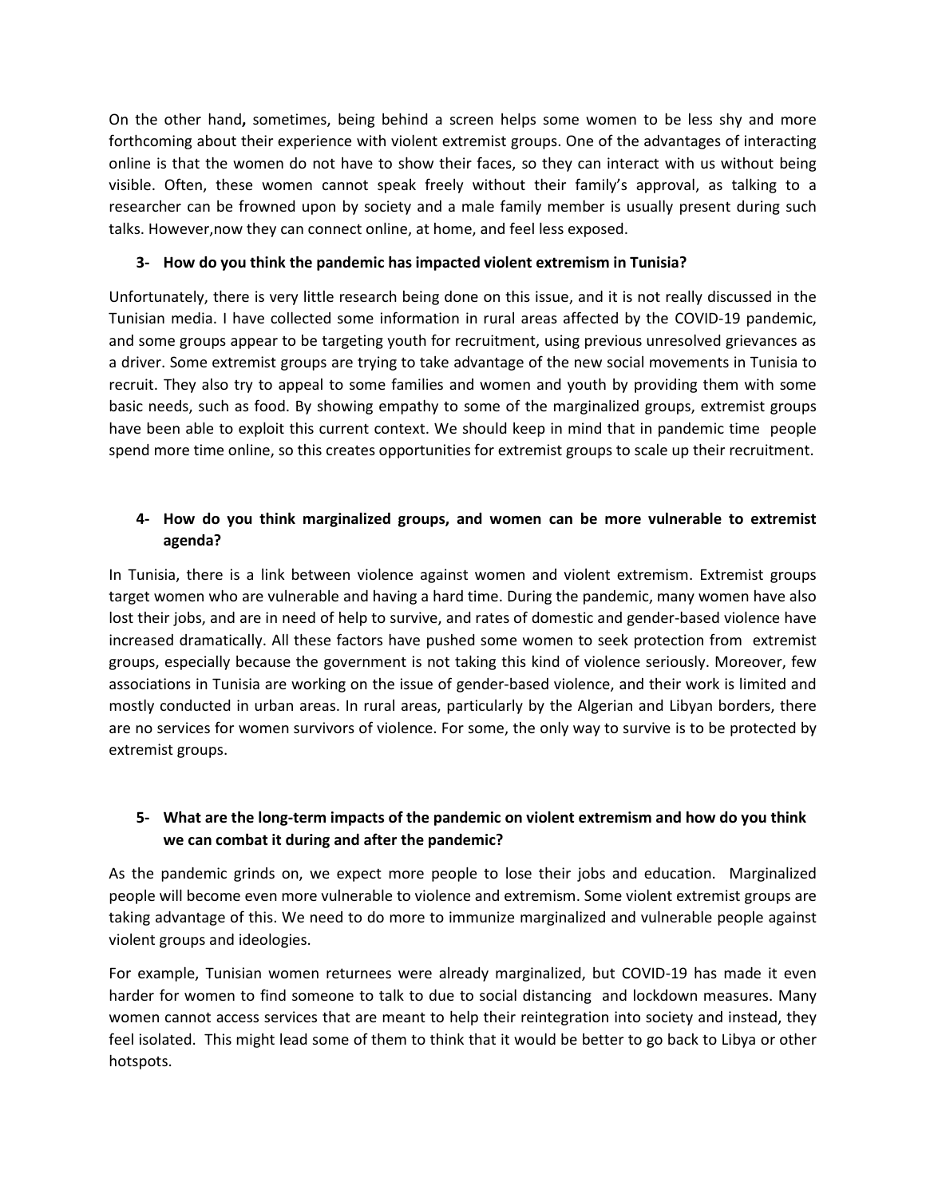On the other hand**,** sometimes, being behind a screen helps some women to be less shy and more forthcoming about their experience with violent extremist groups. One of the advantages of interacting online is that the women do not have to show their faces, so they can interact with us without being visible. Often, these women cannot speak freely without their family's approval, as talking to a researcher can be frowned upon by society and a male family member is usually present during such talks. However,now they can connect online, at home, and feel less exposed.

**3- How do you think the pandemic has impacted violent extremism in Tunisia?**

Unfortunately, there is very little research being done on this issue, and it is not really discussed in the Tunisian media. I have collected some information in rural areas affected by the COVID-19 pandemic, and some groups appear to be targeting youth for recruitment, using previous unresolved grievances as a driver. Some extremist groups are trying to take advantage of the new social movements in Tunisia to recruit. They also try to appeal to some families and women and youth by providing them with some basic needs, such as food. By showing empathy to some of the marginalized groups, extremist groups have been able to exploit this current context. We should keep in mind that in pandemic time people spend more time online, so this creates opportunities for extremist groups to scale up their recruitment.

**4- How do you think marginalized groups, and women can be more vulnerable to extremist agenda?**

In Tunisia, there is a link between violence against women and violent extremism. Extremist groups target women who are vulnerable and having a hard time. During the pandemic, many women have also lost their jobs, and are in need of help to survive, and rates of domestic and gender-based violence have increased dramatically. All these factors have pushed some women to seek protection from extremist groups, especially because the government is not taking this kind of violence seriously. Moreover, few associations in Tunisia are working on the issue of gender-based violence, and their work is limited and mostly conducted in urban areas. In rural areas, particularly by the Algerian and Libyan borders, there are no services for women survivors of violence. For some, the only way to survive is to be protected by extremist groups.

**5- What are the long-term impacts of the pandemic on violent extremism and how do you think we can combat it during and after the pandemic?**

As the pandemic grinds on, we expect more people to lose their jobs and education. Marginalized people will become even more vulnerable to violence and extremism. Some violent extremist groups are taking advantage of this. We need to do more to immunize marginalized and vulnerable people against violent groups and ideologies.

For example, Tunisian women returnees were already marginalized, but COVID-19 has made it even harder for women to find someone to talk to due to social distancing and lockdown measures. Many women cannot access services that are meant to help their reintegration into society and instead, they feel isolated. This might lead some of them to think that it would be better to go back to Libya or other hotspots.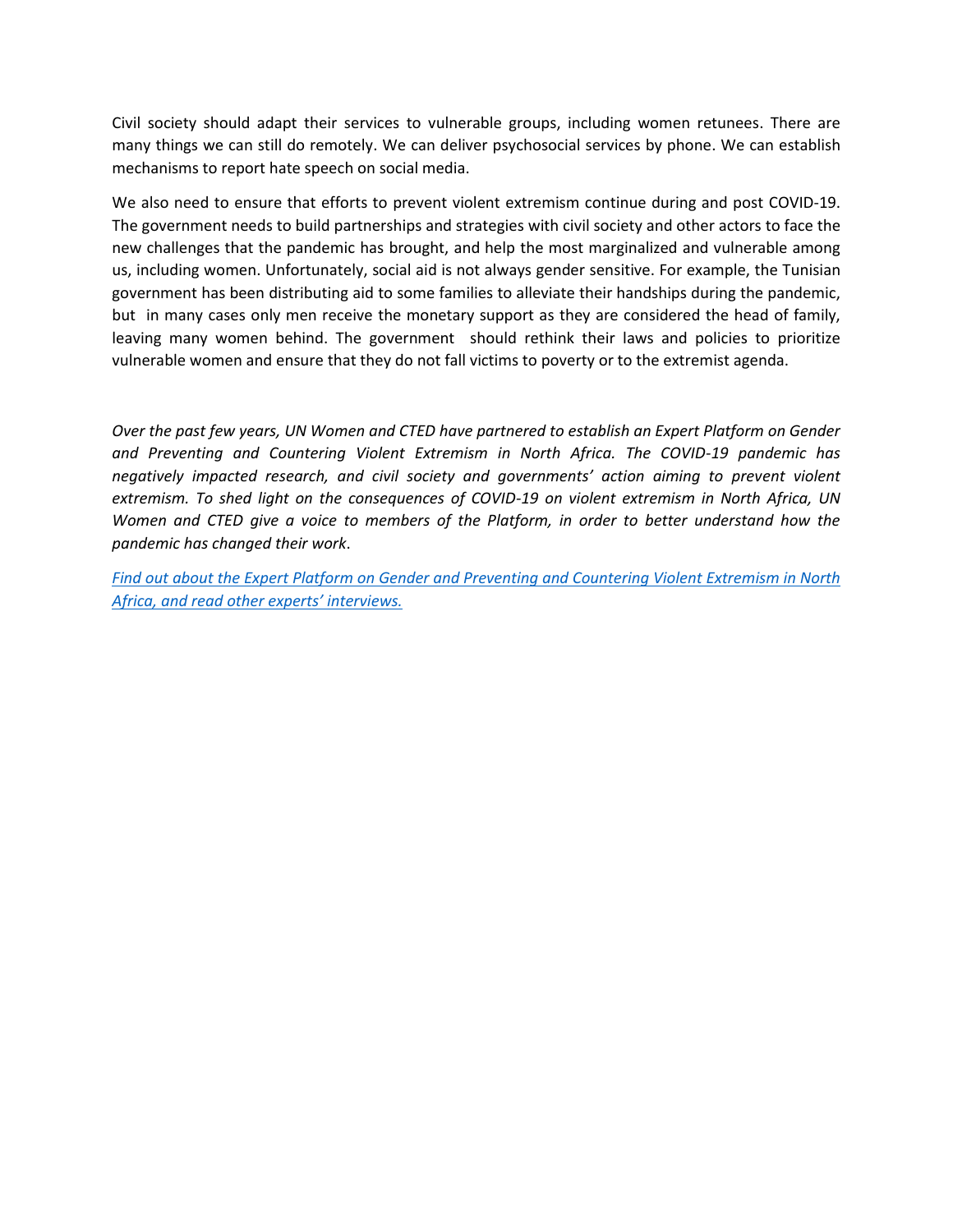Civil society should adapt their services to vulnerable groups, including women retunees. There are many things we can still do remotely. We can deliver psychosocial services by phone. We can establish mechanisms to report hate speech on social media.

We also need to ensure that efforts to prevent violent extremism continue during and post COVID-19. The government needs to build partnerships and strategies with civil society and other actors to face the new challenges that the pandemic has brought, and help the most marginalized and vulnerable among us, including women. Unfortunately, social aid is not always gender sensitive. For example, the Tunisian government has been distributing aid to some families to alleviate their handships during the pandemic, but in many cases only men receive the monetary support as they are considered the head of family, leaving many women behind. The government should rethink their laws and policies to prioritize vulnerable women and ensure that they do not fall victims to poverty or to the extremist agenda.

*Over the past few years, UN Women and CTED have partnered to establish an Expert Platform on Gender and Preventing and Countering Violent Extremism in North Africa. The COVID-19 pandemic has negatively impacted research, and civil society and governments' action aiming to prevent violent extremism. To shed light on the consequences of COVID-19 on violent extremism in North Africa, UN Women and CTED give a voice to members of the Platform, in order to better understand how the pandemic has changed their work*.

*Find out about the Expert Platform on Gender and Preventing and Countering Violent Extremism in North Africa, and read other experts' interviews.*